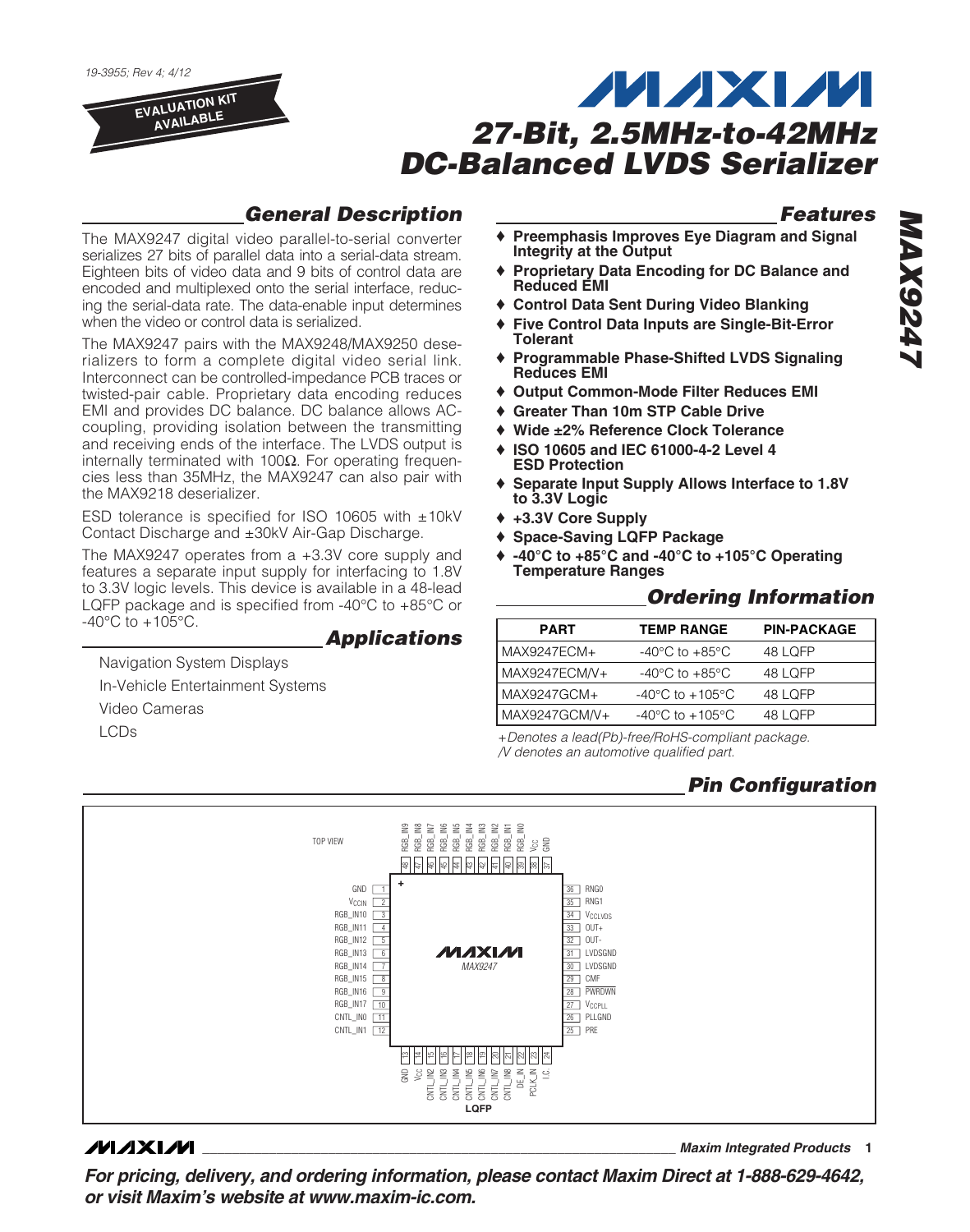19-3955; Rev 4; 4/12

EVALUATION KIT AVAILABLE

# 27-Bit, 2.5MHz-to-42MHz DC-Balanced LVDS Serializer

## General Description

The MAX9247 digital video parallel-to-serial converter serializes 27 bits of parallel data into a serial-data stream. Eighteen bits of video data and 9 bits of control data are encoded and multiplexed onto the serial interface, reducing the serial-data rate. The data-enable input determines when the video or control data is serialized.

The MAX9247 pairs with the MAX9248/MAX9250 deserializers to form a complete digital video serial link. Interconnect can be controlled-impedance PCB traces or twisted-pair cable. Proprietary data encoding reduces EMI and provides DC balance. DC balance allows AC-coupling, providing isolation between the transmitting and receiving ends of the interface. The LVDS output is internally terminated with 100Ω. For operating frequencies less than 35MHz, the MAX9247 can also pair with the MAX9218 deserializer.

ESD tolerance is specified for ISO 10605 with ±10kV Contact Discharge and ±30kV Air-Gap Discharge.

The MAX9247 operates from a +3.3V core supply and features a separate input supply for interfacing to 1.8V to 3.3V logic levels. This device is available in a 48-lead LQFP package and is specified from -40°C to +85°C or -40°C to +105°C.

## Applications

- Navigation System Displays
- In-Vehicle Entertainment Systems
- Video Cameras
- LCDs

## Features

- ♦ Preemphasis Improves Eye Diagram and Signal Integrity at the Output
- ♦ Proprietary Data Encoding for DC Balance and Reduced EMI
- ♦ Control Data Sent During Video Blanking
- ♦ Five Control Data Inputs are Single-Bit-Error Tolerant
- ♦ Programmable Phase-Shifted LVDS Signaling Reduces EMI
- ♦ Output Common-Mode Filter Reduces EMI
- ♦ Greater Than 10m STP Cable Drive
- ♦ Wide ±2% Reference Clock Tolerance
- ♦ ISO 10605 and IEC 61000-4-2 Level 4 ESD Protection
- ♦ Separate Input Supply Allows Interface to 1.8V to 3.3V Logic
- ♦ +3.3V Core Supply
- ♦ Space-Saving LQFP Package
- ♦ -40°C to +85°C and -40°C to +105°C Operating Temperature Ranges

## Ordering Information

| PART | TEMP RANGE | PIN-PACKAGE |
|---|---|---|
| MAX9247ECM+ | -40°C to +85°C | 48 LQFP |
| MAX9247ECM/V+ | -40°C to +85°C | 48 LQFP |
| MAX9247GCM+ | -40°C to +105°C | 48 LQFP |
| MAX9247GCM/V+ | -40°C to +105°C | 48 LQFP |

*+Denotes a lead(Pb)-free/RoHS-compliant package.*
*/V denotes an automotive qualified part.*

## Pin Configuration

TOP VIEW — MAX9247 — LQFP

| Pin | Name | Pin | Name |
|---|---|---|---|
| 1 | GND | 25 | PRE |
| 2 | $V_{CCIN}$ | 26 | PLLGND |
| 3 | RGB_IN10 | 27 | $V_{CCPLL}$ |
| 4 | RGB_IN11 | 28 | PWRDWN (active low) |
| 5 | RGB_IN12 | 29 | CMF |
| 6 | RGB_IN13 | 30 | LVDSGND |
| 7 | RGB_IN14 | 31 | LVDSGND |
| 8 | RGB_IN15 | 32 | OUT- |
| 9 | RGB_IN16 | 33 | OUT+ |
| 10 | RGB_IN17 | 34 | $V_{CCLVDS}$ |
| 11 | CNTL_IN0 | 35 | RNG1 |
| 12 | CNTL_IN1 | 36 | RNG0 |
| 13 | GND | 37 | GND |
| 14 | $V_{CC}$ | 38 | $V_{CC}$ |
| 15 | CNTL_IN2 | 39 | RGB_IN0 |
| 16 | CNTL_IN3 | 40 | RGB_IN1 |
| 17 | CNTL_IN4 | 41 | RGB_IN2 |
| 18 | CNTL_IN5 | 42 | RGB_IN3 |
| 19 | CNTL_IN6 | 43 | RGB_IN4 |
| 20 | CNTL_IN7 | 44 | RGB_IN5 |
| 21 | CNTL_IN8 | 45 | RGB_IN6 |
| 22 | DE_IN | 46 | RGB_IN7 |
| 23 | PCLK_IN | 47 | RGB_IN8 |
| 24 | I.C. | 48 | RGB_IN9 |

**For pricing, delivery, and ordering information, please contact Maxim Direct at 1-888-629-4642, or visit Maxim's website at www.maxim-ic.com.**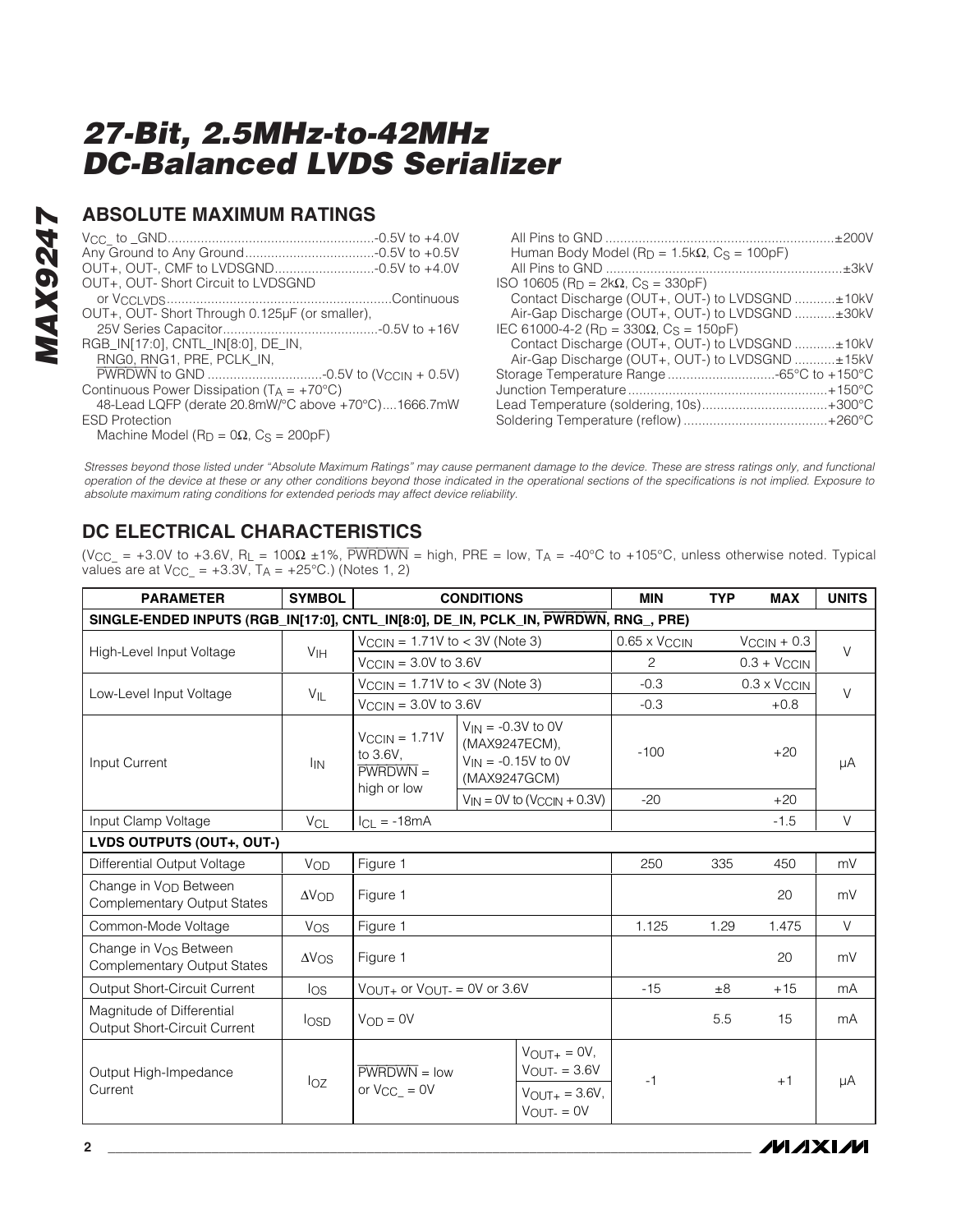## ABSOLUTE MAXIMUM RATINGS

$V_{CC\_}$ to \_GND....................................................-0.5V to +4.0V
Any Ground to Any Ground..................................-0.5V to +0.5V
OUT+, OUT-, CMF to LVDSGND...........................-0.5V to +4.0V
OUT+, OUT- Short Circuit to LVDSGND
  or $V_{CCLVDS}$..............................................................Continuous
OUT+, OUT- Short Through 0.125µF (or smaller),
  25V Series Capacitor..........................................-0.5V to +16V
RGB_IN[17:0], CNTL_IN[8:0], DE_IN,
  RNG0, RNG1, PRE, PCLK_IN,
  PWRDWN to GND ...............................-0.5V to ($V_{CCIN}$ + 0.5V)
Continuous Power Dissipation ($T_A$ = +70°C)
  48-Lead LQFP (derate 20.8mW/°C above +70°C)....1666.7mW
ESD Protection
  Machine Model ($R_D$ = 0Ω, $C_S$ = 200pF)
  All Pins to GND ..............................................................±200V
  Human Body Model ($R_D$ = 1.5kΩ, $C_S$ = 100pF)
  All Pins to GND ..................................................................±3kV
ISO 10605 ($R_D$ = 2kΩ, $C_S$ = 330pF)
  Contact Discharge (OUT+, OUT-) to LVDSGND ...........±10kV
  Air-Gap Discharge (OUT+, OUT-) to LVDSGND ...........±30kV
IEC 61000-4-2 ($R_D$ = 330Ω, $C_S$ = 150pF)
  Contact Discharge (OUT+, OUT-) to LVDSGND ...........±10kV
  Air-Gap Discharge (OUT+, OUT-) to LVDSGND ...........±15kV
Storage Temperature Range .............................-65°C to +150°C
Junction Temperature .....................................................+150°C
Lead Temperature (soldering, 10s)..................................+300°C
Soldering Temperature (reflow) .......................................+260°C

*Stresses beyond those listed under "Absolute Maximum Ratings" may cause permanent damage to the device. These are stress ratings only, and functional operation of the device at these or any other conditions beyond those indicated in the operational sections of the specifications is not implied. Exposure to absolute maximum rating conditions for extended periods may affect device reliability.*

## DC ELECTRICAL CHARACTERISTICS

($V_{CC\_}$ = +3.0V to +3.6V, $R_L$ = 100Ω ±1%, PWRDWN = high, PRE = low, $T_A$ = -40°C to +105°C, unless otherwise noted. Typical values are at $V_{CC\_}$ = +3.3V, $T_A$ = +25°C.) (Notes 1, 2)

| PARAMETER | SYMBOL | CONDITIONS | | MIN | TYP | MAX | UNITS |
|---|---|---|---|---|---|---|---|
| **SINGLE-ENDED INPUTS (RGB_IN[17:0], CNTL_IN[8:0], DE_IN, PCLK_IN, PWRDWN, RNG_, PRE)** | | | | | | | |
| High-Level Input Voltage | $V_{IH}$ | $V_{CCIN}$ = 1.71V to < 3V (Note 3) | | 0.65 x $V_{CCIN}$ | | $V_{CCIN}$ + 0.3 | V |
| | | $V_{CCIN}$ = 3.0V to 3.6V | | 2 | | 0.3 + $V_{CCIN}$ | |
| Low-Level Input Voltage | $V_{IL}$ | $V_{CCIN}$ = 1.71V to < 3V (Note 3) | | -0.3 | | 0.3 x $V_{CCIN}$ | V |
| | | $V_{CCIN}$ = 3.0V to 3.6V | | -0.3 | | +0.8 | |
| Input Current | $I_{IN}$ | $V_{CCIN}$ = 1.71V to 3.6V, PWRDWN = high or low | $V_{IN}$ = -0.3V to 0V (MAX9247ECM), $V_{IN}$ = -0.15V to 0V (MAX9247GCM) | -100 | | +20 | µA |
| | | | $V_{IN}$ = 0V to ($V_{CCIN}$ + 0.3V) | -20 | | +20 | |
| Input Clamp Voltage | $V_{CL}$ | $I_{CL}$ = -18mA | | | | -1.5 | V |
| **LVDS OUTPUTS (OUT+, OUT-)** | | | | | | | |
| Differential Output Voltage | $V_{OD}$ | Figure 1 | | 250 | 335 | 450 | mV |
| Change in $V_{OD}$ Between Complementary Output States | $\Delta V_{OD}$ | Figure 1 | | | | 20 | mV |
| Common-Mode Voltage | $V_{OS}$ | Figure 1 | | 1.125 | 1.29 | 1.475 | V |
| Change in $V_{OS}$ Between Complementary Output States | $\Delta V_{OS}$ | Figure 1 | | | | 20 | mV |
| Output Short-Circuit Current | $I_{OS}$ | $V_{OUT+}$ or $V_{OUT-}$ = 0V or 3.6V | | -15 | ±8 | +15 | mA |
| Magnitude of Differential Output Short-Circuit Current | $I_{OSD}$ | $V_{OD}$ = 0V | | | 5.5 | 15 | mA |
| Output High-Impedance Current | $I_{OZ}$ | PWRDWN = low or $V_{CC\_}$ = 0V | $V_{OUT+}$ = 0V, $V_{OUT-}$ = 3.6V | -1 | | +1 | µA |
| | | | $V_{OUT+}$ = 3.6V, $V_{OUT-}$ = 0V | | | | |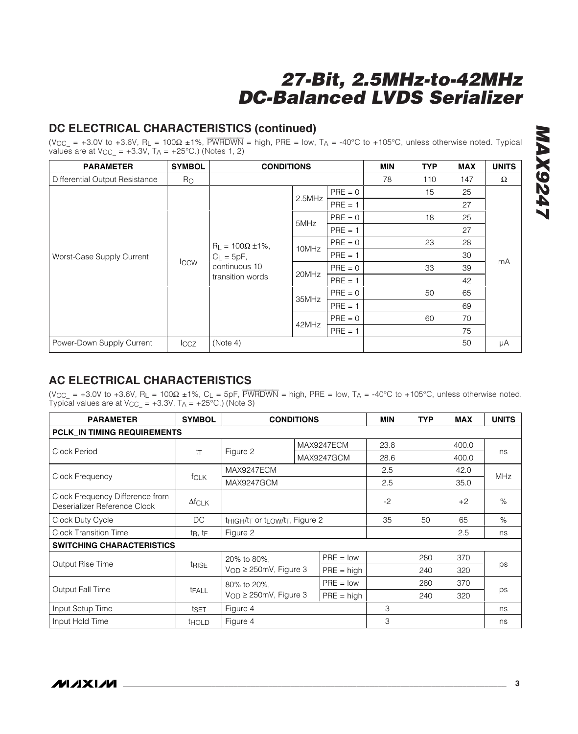## DC ELECTRICAL CHARACTERISTICS (continued)

($V_{CC\_}$ = +3.0V to +3.6V, $R_L$ = 100Ω ±1%, $\overline{PWRDWN}$ = high, PRE = low, $T_A$ = -40°C to +105°C, unless otherwise noted. Typical values are at $V_{CC\_}$ = +3.3V, $T_A$ = +25°C.) (Notes 1, 2)

| PARAMETER | SYMBOL | CONDITIONS | | | MIN | TYP | MAX | UNITS |
|---|---|---|---|---|---|---|---|---|
| Differential Output Resistance | $R_O$ | | | | 78 | 110 | 147 | Ω |
| Worst-Case Supply Current | $I_{CCW}$ | $R_L$ = 100Ω ±1%, $C_L$ = 5pF, continuous 10 transition words | 2.5MHz | PRE = 0 | | 15 | 25 | mA |
| | | | | PRE = 1 | | | 27 | |
| | | | 5MHz | PRE = 0 | | 18 | 25 | |
| | | | | PRE = 1 | | | 27 | |
| | | | 10MHz | PRE = 0 | | 23 | 28 | |
| | | | | PRE = 1 | | | 30 | |
| | | | 20MHz | PRE = 0 | | 33 | 39 | |
| | | | | PRE = 1 | | | 42 | |
| | | | 35MHz | PRE = 0 | | 50 | 65 | |
| | | | | PRE = 1 | | | 69 | |
| | | | 42MHz | PRE = 0 | | 60 | 70 | |
| | | | | PRE = 1 | | | 75 | |
| Power-Down Supply Current | $I_{CCZ}$ | (Note 4) | | | | | 50 | µA |

## AC ELECTRICAL CHARACTERISTICS

($V_{CC\_}$ = +3.0V to +3.6V, $R_L$ = 100Ω ±1%, $C_L$ = 5pF, $\overline{PWRDWN}$ = high, PRE = low, $T_A$ = -40°C to +105°C, unless otherwise noted. Typical values are at $V_{CC\_}$ = +3.3V, $T_A$ = +25°C.) (Note 3)

| PARAMETER | SYMBOL | CONDITIONS | | MIN | TYP | MAX | UNITS |
|---|---|---|---|---|---|---|---|
| **PCLK_IN TIMING REQUIREMENTS** | | | | | | | |
| Clock Period | $t_T$ | Figure 2 | MAX9247ECM | 23.8 | | 400.0 | ns |
| | | | MAX9247GCM | 28.6 | | 400.0 | |
| Clock Frequency | $f_{CLK}$ | MAX9247ECM | | 2.5 | | 42.0 | MHz |
| | | MAX9247GCM | | 2.5 | | 35.0 | |
| Clock Frequency Difference from Deserializer Reference Clock | $\Delta f_{CLK}$ | | | -2 | | +2 | % |
| Clock Duty Cycle | DC | $t_{HIGH}/t_T$ or $t_{LOW}/t_T$, Figure 2 | | 35 | 50 | 65 | % |
| Clock Transition Time | $t_R$, $t_F$ | Figure 2 | | | | 2.5 | ns |
| **SWITCHING CHARACTERISTICS** | | | | | | | |
| Output Rise Time | $t_{RISE}$ | 20% to 80%, $V_{OD}$ ≥ 250mV, Figure 3 | PRE = low | | 280 | 370 | ps |
| | | | PRE = high | | 240 | 320 | |
| Output Fall Time | $t_{FALL}$ | 80% to 20%, $V_{OD}$ ≥ 250mV, Figure 3 | PRE = low | | 280 | 370 | ps |
| | | | PRE = high | | 240 | 320 | |
| Input Setup Time | $t_{SET}$ | Figure 4 | | 3 | | | ns |
| Input Hold Time | $t_{HOLD}$ | Figure 4 | | 3 | | | ns |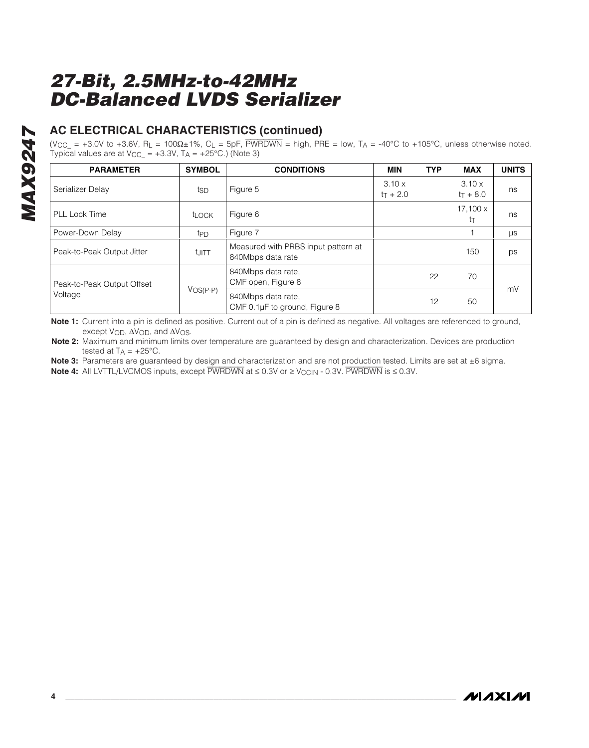## AC ELECTRICAL CHARACTERISTICS (continued)

($V_{CC\_}$ = +3.0V to +3.6V, $R_L$ = 100Ω±1%, $C_L$ = 5pF, $\overline{PWRDWN}$ = high, PRE = low, $T_A$ = -40°C to +105°C, unless otherwise noted. Typical values are at $V_{CC\_}$ = +3.3V, $T_A$ = +25°C.) (Note 3)

| PARAMETER | SYMBOL | CONDITIONS | MIN | TYP | MAX | UNITS |
|---|---|---|---|---|---|---|
| Serializer Delay | $t_{SD}$ | Figure 5 | 3.10 x $t_T$ + 2.0 | | 3.10 x $t_T$ + 8.0 | ns |
| PLL Lock Time | $t_{LOCK}$ | Figure 6 | | | 17,100 x $t_T$ | ns |
| Power-Down Delay | $t_{PD}$ | Figure 7 | | | 1 | µs |
| Peak-to-Peak Output Jitter | $t_{JITT}$ | Measured with PRBS input pattern at 840Mbps data rate | | | 150 | ps |
| Peak-to-Peak Output Offset Voltage | $V_{OS(P-P)}$ | 840Mbps data rate, CMF open, Figure 8 | | 22 | 70 | mV |
| | | 840Mbps data rate, CMF 0.1µF to ground, Figure 8 | | 12 | 50 | |

**Note 1:** Current into a pin is defined as positive. Current out of a pin is defined as negative. All voltages are referenced to ground, except $V_{OD}$, $\Delta V_{OD}$, and $\Delta V_{OS}$.

**Note 2:** Maximum and minimum limits over temperature are guaranteed by design and characterization. Devices are production tested at $T_A$ = +25°C.

**Note 3:** Parameters are guaranteed by design and characterization and are not production tested. Limits are set at ±6 sigma.

**Note 4:** All LVTTL/LVCMOS inputs, except $\overline{PWRDWN}$ at ≤ 0.3V or ≥ $V_{CCIN}$ - 0.3V. $\overline{PWRDWN}$ is ≤ 0.3V.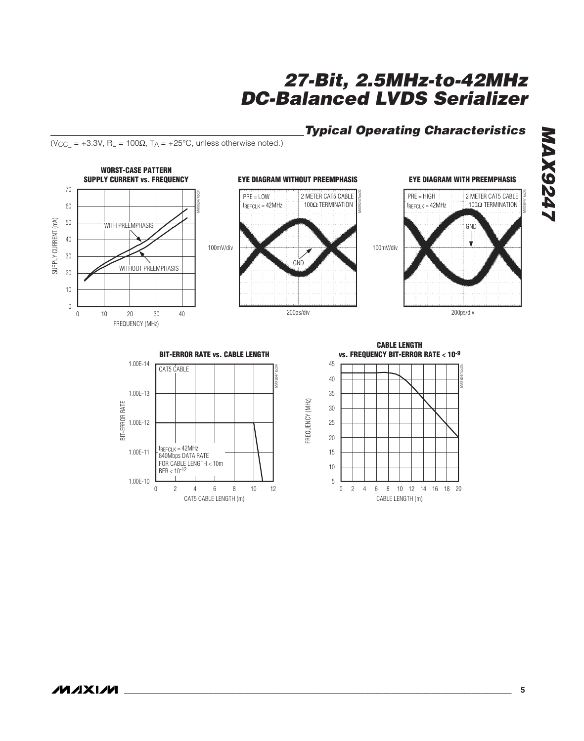## Typical Operating Characteristics

($V_{CC\_}$ = +3.3V, $R_L$ = 100Ω, $T_A$ = +25°C, unless otherwise noted.)

**WORST-CASE PATTERN SUPPLY CURRENT vs. FREQUENCY**

SUPPLY CURRENT (mA) vs. FREQUENCY (MHz)

WITH PREEMPHASIS

WITHOUT PREEMPHASIS

**EYE DIAGRAM WITHOUT PREEMPHASIS**

PRE = LOW
$f_{REFCLK}$ = 42MHz
2 METER CAT5 CABLE
100Ω TERMINATION
GND
100mV/div
200ps/div

**EYE DIAGRAM WITH PREEMPHASIS**

PRE = HIGH
$f_{REFCLK}$ = 42MHz
2 METER CAT5 CABLE
100Ω TERMINATION
GND
100mV/div
200ps/div

**BIT-ERROR RATE vs. CABLE LENGTH**

BIT-ERROR RATE vs. CAT5 CABLE LENGTH (m)

CAT5 CABLE

$f_{REFCLK}$ = 42MHz
840Mbps DATA RATE
FOR CABLE LENGTH < 10m
BER < $10^{-12}$

**CABLE LENGTH vs. FREQUENCY BIT-ERROR RATE < $10^{-9}$**

FREQUENCY (MHz) vs. CABLE LENGTH (m)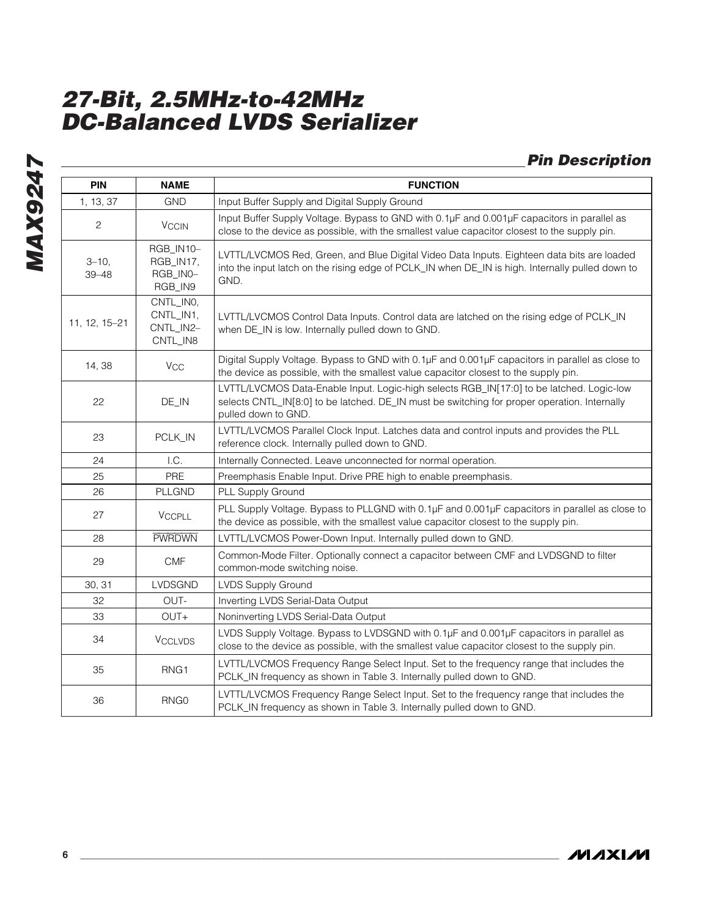## Pin Description

| PIN | NAME | FUNCTION |
|---|---|---|
| 1, 13, 37 | GND | Input Buffer Supply and Digital Supply Ground |
| 2 | $V_{CCIN}$ | Input Buffer Supply Voltage. Bypass to GND with 0.1µF and 0.001µF capacitors in parallel as close to the device as possible, with the smallest value capacitor closest to the supply pin. |
| 3–10, 39–48 | RGB_IN10–RGB_IN17, RGB_IN0–RGB_IN9 | LVTTL/LVCMOS Red, Green, and Blue Digital Video Data Inputs. Eighteen data bits are loaded into the input latch on the rising edge of PCLK_IN when DE_IN is high. Internally pulled down to GND. |
| 11, 12, 15–21 | CNTL_IN0, CNTL_IN1, CNTL_IN2–CNTL_IN8 | LVTTL/LVCMOS Control Data Inputs. Control data are latched on the rising edge of PCLK_IN when DE_IN is low. Internally pulled down to GND. |
| 14, 38 | $V_{CC}$ | Digital Supply Voltage. Bypass to GND with 0.1µF and 0.001µF capacitors in parallel as close to the device as possible, with the smallest value capacitor closest to the supply pin. |
| 22 | DE_IN | LVTTL/LVCMOS Data-Enable Input. Logic-high selects RGB_IN[17:0] to be latched. Logic-low selects CNTL_IN[8:0] to be latched. DE_IN must be switching for proper operation. Internally pulled down to GND. |
| 23 | PCLK_IN | LVTTL/LVCMOS Parallel Clock Input. Latches data and control inputs and provides the PLL reference clock. Internally pulled down to GND. |
| 24 | I.C. | Internally Connected. Leave unconnected for normal operation. |
| 25 | PRE | Preemphasis Enable Input. Drive PRE high to enable preemphasis. |
| 26 | PLLGND | PLL Supply Ground |
| 27 | $V_{CCPLL}$ | PLL Supply Voltage. Bypass to PLLGND with 0.1µF and 0.001µF capacitors in parallel as close to the device as possible, with the smallest value capacitor closest to the supply pin. |
| 28 | $\overline{PWRDWN}$ | LVTTL/LVCMOS Power-Down Input. Internally pulled down to GND. |
| 29 | CMF | Common-Mode Filter. Optionally connect a capacitor between CMF and LVDSGND to filter common-mode switching noise. |
| 30, 31 | LVDSGND | LVDS Supply Ground |
| 32 | OUT- | Inverting LVDS Serial-Data Output |
| 33 | OUT+ | Noninverting LVDS Serial-Data Output |
| 34 | $V_{CCLVDS}$ | LVDS Supply Voltage. Bypass to LVDSGND with 0.1µF and 0.001µF capacitors in parallel as close to the device as possible, with the smallest value capacitor closest to the supply pin. |
| 35 | RNG1 | LVTTL/LVCMOS Frequency Range Select Input. Set to the frequency range that includes the PCLK_IN frequency as shown in Table 3. Internally pulled down to GND. |
| 36 | RNG0 | LVTTL/LVCMOS Frequency Range Select Input. Set to the frequency range that includes the PCLK_IN frequency as shown in Table 3. Internally pulled down to GND. |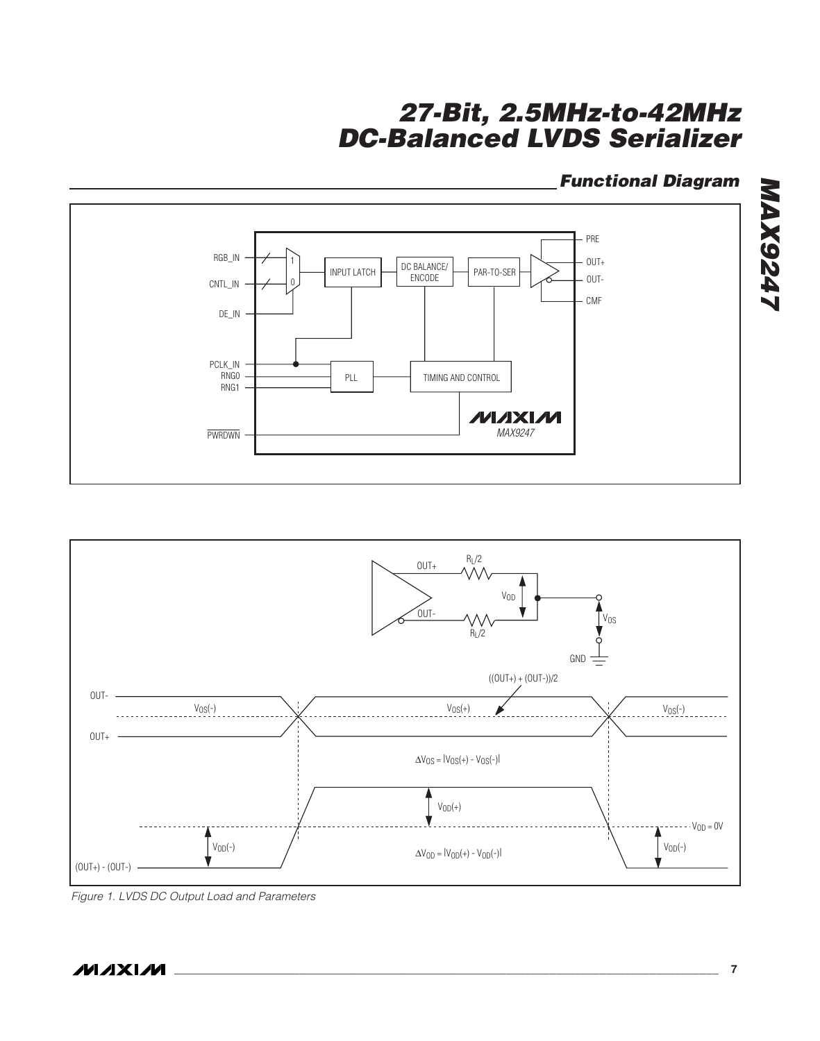## Functional Diagram

Figure 1. LVDS DC Output Load and Parameters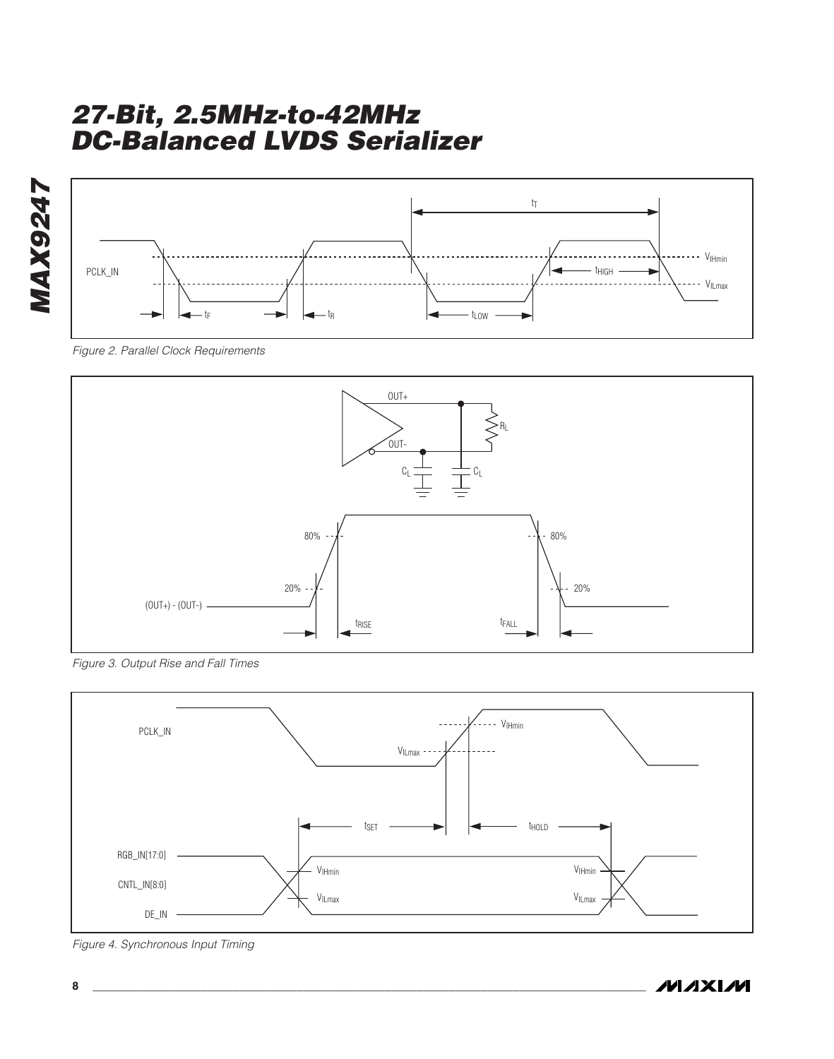Figure 2. Parallel Clock Requirements

Figure 3. Output Rise and Fall Times

Figure 4. Synchronous Input Timing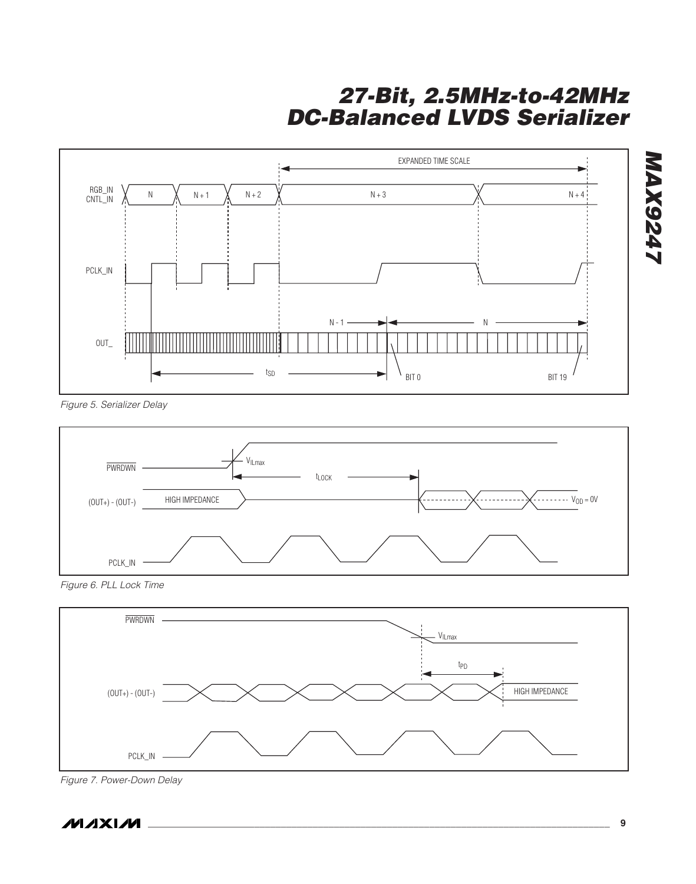Figure 5. Serializer Delay

Figure 6. PLL Lock Time

Figure 7. Power-Down Delay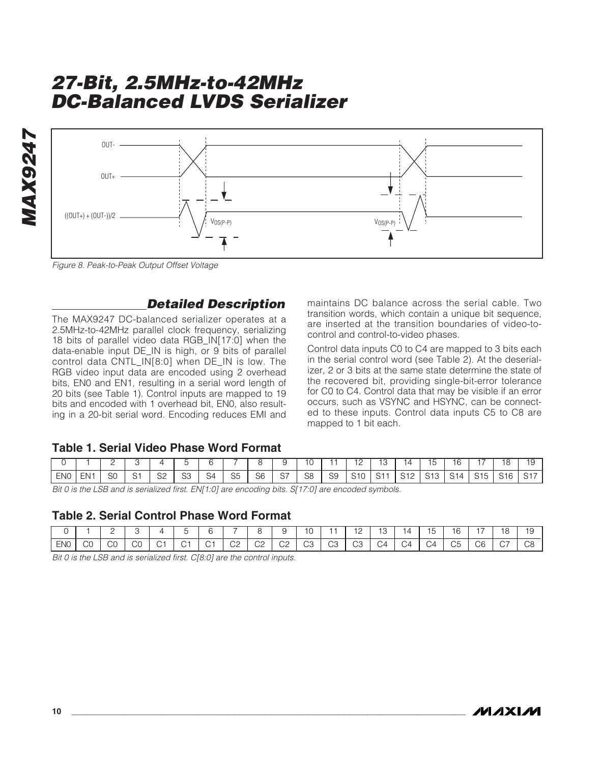Figure 8. Peak-to-Peak Output Offset Voltage

## Detailed Description

The MAX9247 DC-balanced serializer operates at a 2.5MHz-to-42MHz parallel clock frequency, serializing 18 bits of parallel video data RGB_IN[17:0] when the data-enable input DE_IN is high, or 9 bits of parallel control data CNTL_IN[8:0] when DE_IN is low. The RGB video input data are encoded using 2 overhead bits, EN0 and EN1, resulting in a serial word length of 20 bits (see Table 1). Control inputs are mapped to 19 bits and encoded with 1 overhead bit, EN0, also resulting in a 20-bit serial word. Encoding reduces EMI and maintains DC balance across the serial cable. Two transition words, which contain a unique bit sequence, are inserted at the transition boundaries of video-to-control and control-to-video phases.

Control data inputs C0 to C4 are mapped to 3 bits each in the serial control word (see Table 2). At the deserializer, 2 or 3 bits at the same state determine the state of the recovered bit, providing single-bit-error tolerance for C0 to C4. Control data that may be visible if an error occurs, such as VSYNC and HSYNC, can be connected to these inputs. Control data inputs C5 to C8 are mapped to 1 bit each.

### Table 1. Serial Video Phase Word Format

| 0 | 1 | 2 | 3 | 4 | 5 | 6 | 7 | 8 | 9 | 10 | 11 | 12 | 13 | 14 | 15 | 16 | 17 | 18 | 19 |
|---|---|---|---|---|---|---|---|---|---|---|---|---|---|---|---|---|---|---|---|
| EN0 | EN1 | S0 | S1 | S2 | S3 | S4 | S5 | S6 | S7 | S8 | S9 | S10 | S11 | S12 | S13 | S14 | S15 | S16 | S17 |

*Bit 0 is the LSB and is serialized first. EN[1:0] are encoding bits. S[17:0] are encoded symbols.*

### Table 2. Serial Control Phase Word Format

| 0 | 1 | 2 | 3 | 4 | 5 | 6 | 7 | 8 | 9 | 10 | 11 | 12 | 13 | 14 | 15 | 16 | 17 | 18 | 19 |
|---|---|---|---|---|---|---|---|---|---|---|---|---|---|---|---|---|---|---|---|
| EN0 | C0 | C0 | C0 | C1 | C1 | C1 | C2 | C2 | C2 | C3 | C3 | C3 | C4 | C4 | C4 | C5 | C6 | C7 | C8 |

*Bit 0 is the LSB and is serialized first. C[8:0] are the control inputs.*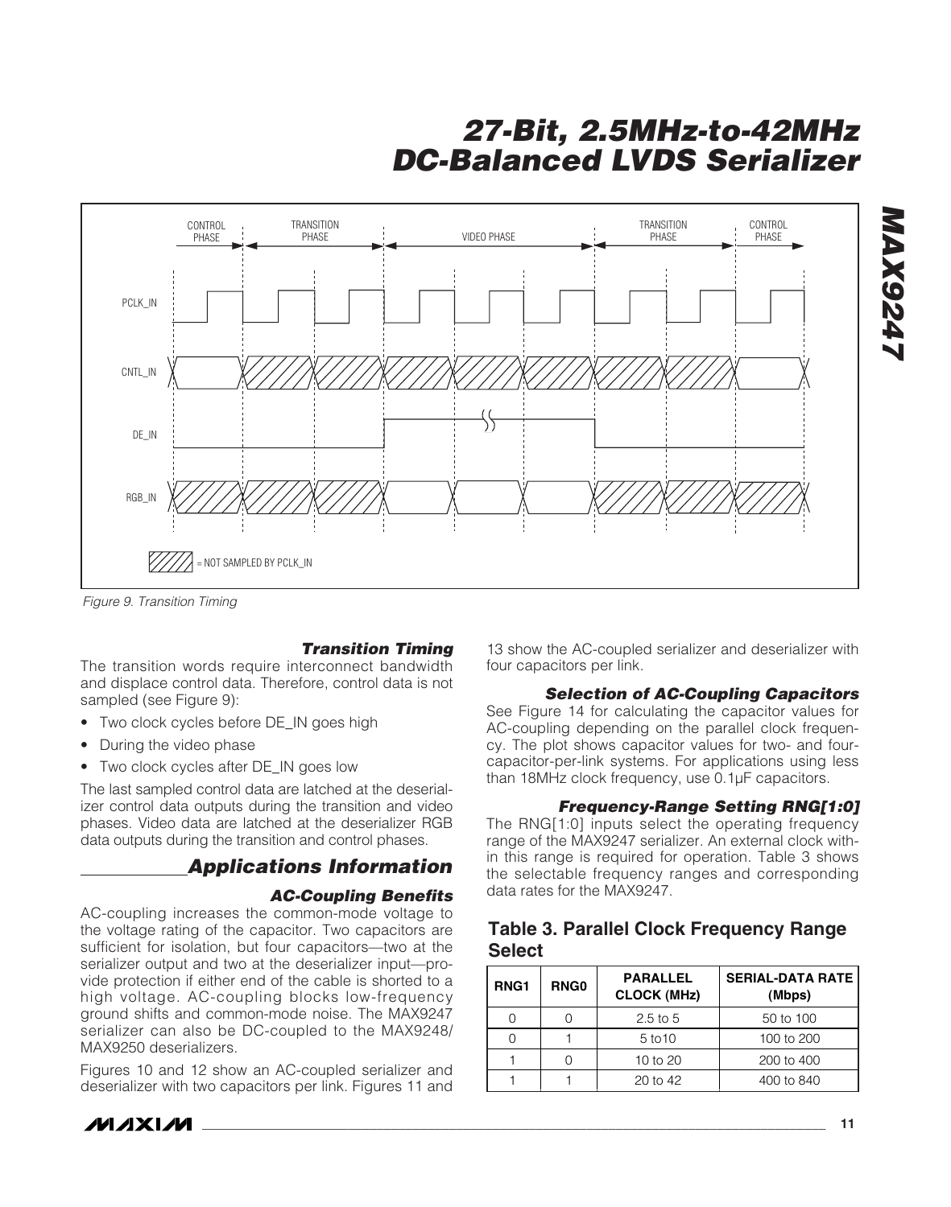Figure 9. Transition Timing

### Transition Timing

The transition words require interconnect bandwidth and displace control data. Therefore, control data is not sampled (see Figure 9):

- Two clock cycles before DE_IN goes high
- During the video phase
- Two clock cycles after DE_IN goes low

The last sampled control data are latched at the deserializer control data outputs during the transition and video phases. Video data are latched at the deserializer RGB data outputs during the transition and control phases.

## Applications Information

### AC-Coupling Benefits

AC-coupling increases the common-mode voltage to the voltage rating of the capacitor. Two capacitors are sufficient for isolation, but four capacitors—two at the serializer output and two at the deserializer input—provide protection if either end of the cable is shorted to a high voltage. AC-coupling blocks low-frequency ground shifts and common-mode noise. The MAX9247 serializer can also be DC-coupled to the MAX9248/MAX9250 deserializers.

Figures 10 and 12 show an AC-coupled serializer and deserializer with two capacitors per link. Figures 11 and 13 show the AC-coupled serializer and deserializer with four capacitors per link.

### Selection of AC-Coupling Capacitors

See Figure 14 for calculating the capacitor values for AC-coupling depending on the parallel clock frequency. The plot shows capacitor values for two- and four-capacitor-per-link systems. For applications using less than 18MHz clock frequency, use 0.1µF capacitors.

### Frequency-Range Setting RNG[1:0]

The RNG[1:0] inputs select the operating frequency range of the MAX9247 serializer. An external clock within this range is required for operation. Table 3 shows the selectable frequency ranges and corresponding data rates for the MAX9247.

**Table 3. Parallel Clock Frequency Range Select**

| RNG1 | RNG0 | PARALLEL CLOCK (MHz) | SERIAL-DATA RATE (Mbps) |
|---|---|---|---|
| 0 | 0 | 2.5 to 5 | 50 to 100 |
| 0 | 1 | 5 to10 | 100 to 200 |
| 1 | 0 | 10 to 20 | 200 to 400 |
| 1 | 1 | 20 to 42 | 400 to 840 |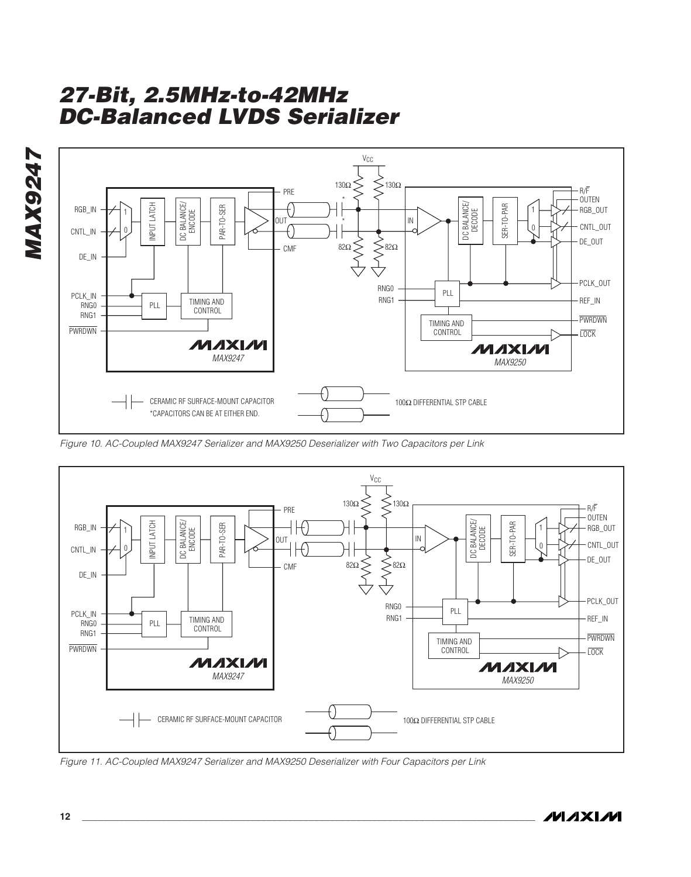Figure 10. AC-Coupled MAX9247 Serializer and MAX9250 Deserializer with Two Capacitors per Link

Figure 11. AC-Coupled MAX9247 Serializer and MAX9250 Deserializer with Four Capacitors per Link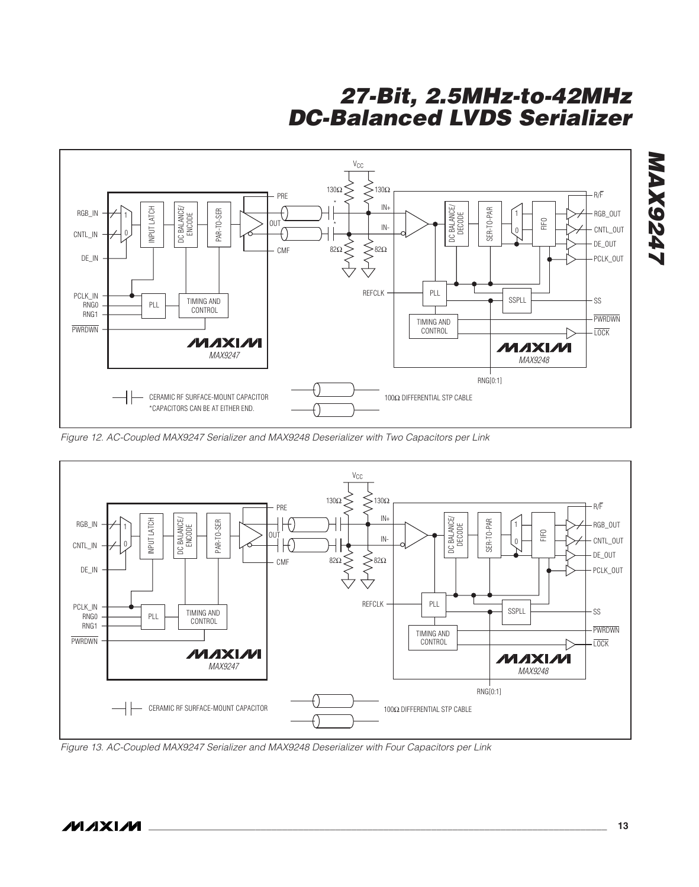Figure 12. AC-Coupled MAX9247 Serializer and MAX9248 Deserializer with Two Capacitors per Link

Figure 13. AC-Coupled MAX9247 Serializer and MAX9248 Deserializer with Four Capacitors per Link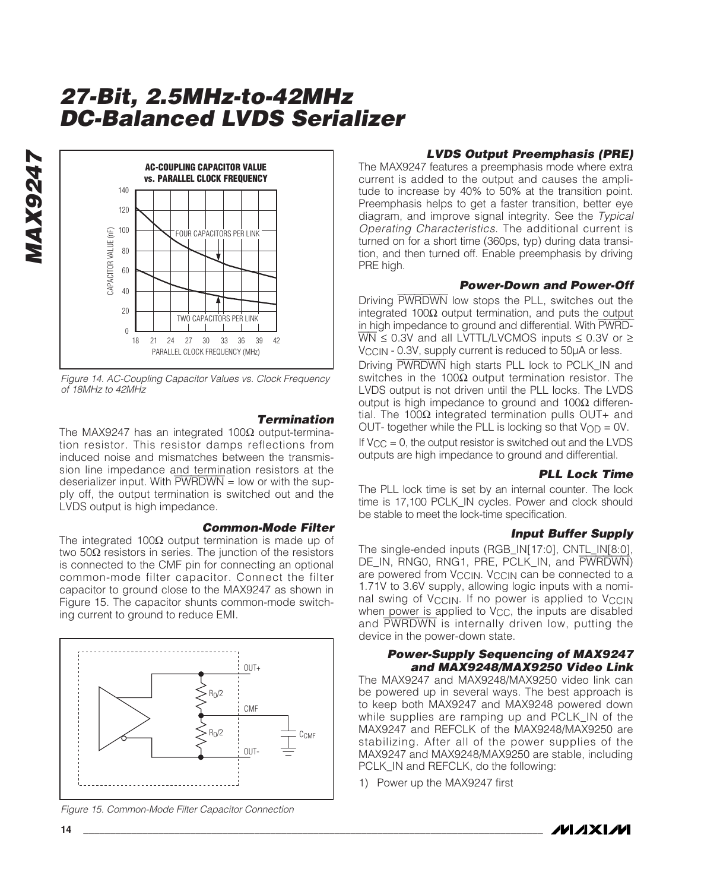Figure 14. AC-Coupling Capacitor Values vs. Clock Frequency of 18MHz to 42MHz

### Termination

The MAX9247 has an integrated 100Ω output-termination resistor. This resistor damps reflections from induced noise and mismatches between the transmission line impedance and termination resistors at the deserializer input. With $\overline{PWRDWN}$ = low or with the supply off, the output termination is switched out and the LVDS output is high impedance.

### Common-Mode Filter

The integrated 100Ω output termination is made up of two 50Ω resistors in series. The junction of the resistors is connected to the CMF pin for connecting an optional common-mode filter capacitor. Connect the filter capacitor to ground close to the MAX9247 as shown in Figure 15. The capacitor shunts common-mode switching current to ground to reduce EMI.

Figure 15. Common-Mode Filter Capacitor Connection

### LVDS Output Preemphasis (PRE)

The MAX9247 features a preemphasis mode where extra current is added to the output and causes the amplitude to increase by 40% to 50% at the transition point. Preemphasis helps to get a faster transition, better eye diagram, and improve signal integrity. See the *Typical Operating Characteristics*. The additional current is turned on for a short time (360ps, typ) during data transition, and then turned off. Enable preemphasis by driving PRE high.

### Power-Down and Power-Off

Driving $\overline{PWRDWN}$ low stops the PLL, switches out the integrated 100Ω output termination, and puts the output in high impedance to ground and differential. With $\overline{PWRDWN}$ ≤ 0.3V and all LVTTL/LVCMOS inputs ≤ 0.3V or ≥ $V_{CCIN}$ - 0.3V, supply current is reduced to 50µA or less.

Driving $\overline{PWRDWN}$ high starts PLL lock to PCLK_IN and switches in the 100Ω output termination resistor. The LVDS output is not driven until the PLL locks. The LVDS output is high impedance to ground and 100Ω differential. The 100Ω integrated termination pulls OUT+ and OUT- together while the PLL is locking so that $V_{OD}$ = 0V.

If $V_{CC}$ = 0, the output resistor is switched out and the LVDS outputs are high impedance to ground and differential.

### PLL Lock Time

The PLL lock time is set by an internal counter. The lock time is 17,100 PCLK_IN cycles. Power and clock should be stable to meet the lock-time specification.

### Input Buffer Supply

The single-ended inputs (RGB_IN[17:0], CNTL_IN[8:0], DE_IN, RNG0, RNG1, PRE, PCLK_IN, and $\overline{PWRDWN}$) are powered from $V_{CCIN}$. $V_{CCIN}$ can be connected to a 1.71V to 3.6V supply, allowing logic inputs with a nominal swing of $V_{CCIN}$. If no power is applied to $V_{CCIN}$ when power is applied to $V_{CC}$, the inputs are disabled and $\overline{PWRDWN}$ is internally driven low, putting the device in the power-down state.

### Power-Supply Sequencing of MAX9247 and MAX9248/MAX9250 Video Link

The MAX9247 and MAX9248/MAX9250 video link can be powered up in several ways. The best approach is to keep both MAX9247 and MAX9248 powered down while supplies are ramping up and PCLK_IN of the MAX9247 and REFCLK of the MAX9248/MAX9250 are stabilizing. After all of the power supplies of the MAX9247 and MAX9248/MAX9250 are stable, including PCLK_IN and REFCLK, do the following:

1) Power up the MAX9247 first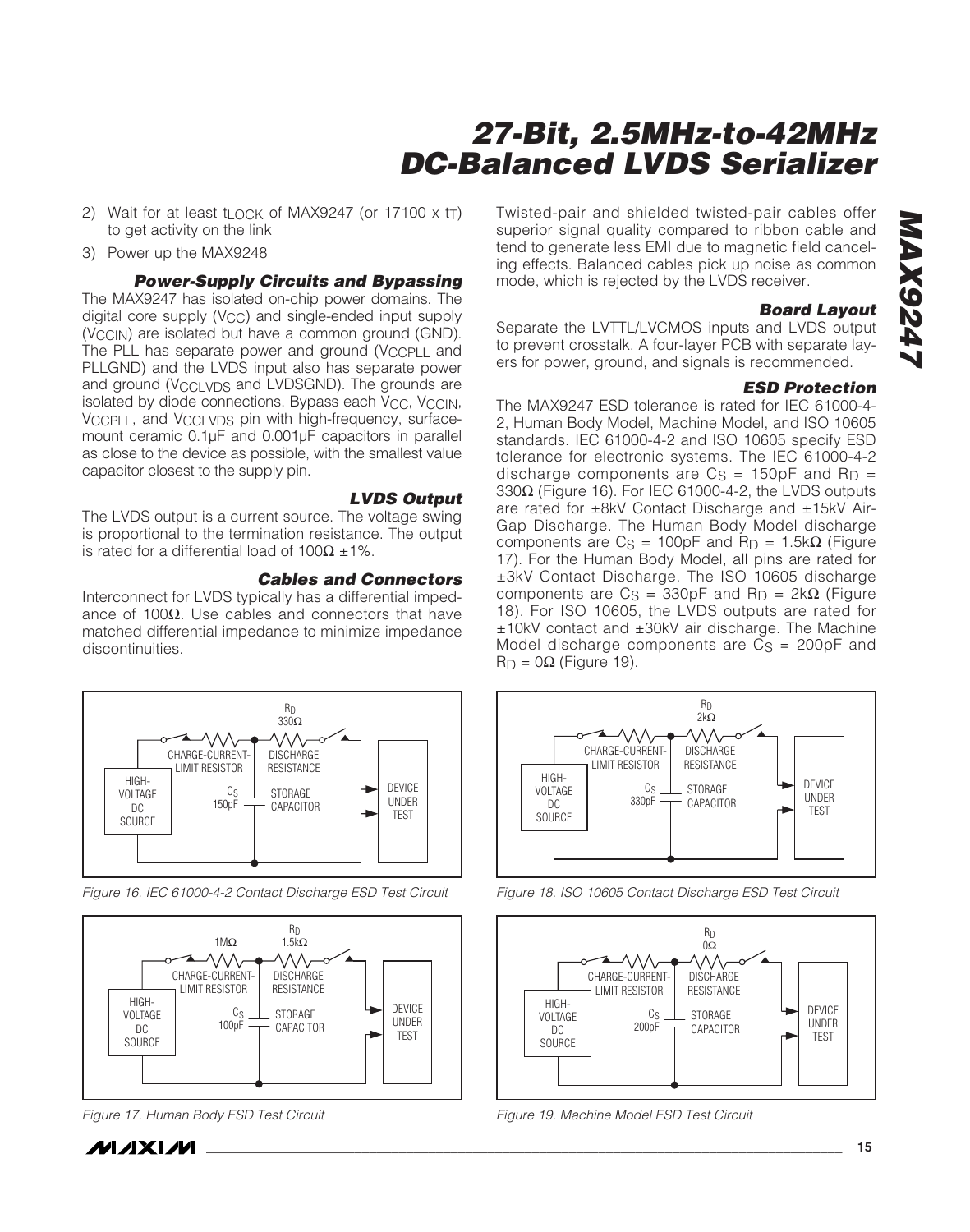2) Wait for at least $t_{LOCK}$ of MAX9247 (or 17100 x $t_T$) to get activity on the link
3) Power up the MAX9248

### Power-Supply Circuits and Bypassing

The MAX9247 has isolated on-chip power domains. The digital core supply ($V_{CC}$) and single-ended input supply ($V_{CCIN}$) are isolated but have a common ground (GND). The PLL has separate power and ground ($V_{CCPLL}$ and PLLGND) and the LVDS input also has separate power and ground ($V_{CCLVDS}$ and LVDSGND). The grounds are isolated by diode connections. Bypass each $V_{CC}$, $V_{CCIN}$, $V_{CCPLL}$, and $V_{CCLVDS}$ pin with high-frequency, surface-mount ceramic 0.1µF and 0.001µF capacitors in parallel as close to the device as possible, with the smallest value capacitor closest to the supply pin.

### LVDS Output

The LVDS output is a current source. The voltage swing is proportional to the termination resistance. The output is rated for a differential load of 100Ω ±1%.

### Cables and Connectors

Interconnect for LVDS typically has a differential impedance of 100Ω. Use cables and connectors that have matched differential impedance to minimize impedance discontinuities.

Twisted-pair and shielded twisted-pair cables offer superior signal quality compared to ribbon cable and tend to generate less EMI due to magnetic field canceling effects. Balanced cables pick up noise as common mode, which is rejected by the LVDS receiver.

### Board Layout

Separate the LVTTL/LVCMOS inputs and LVDS output to prevent crosstalk. A four-layer PCB with separate layers for power, ground, and signals is recommended.

### ESD Protection

The MAX9247 ESD tolerance is rated for IEC 61000-4-2, Human Body Model, Machine Model, and ISO 10605 standards. IEC 61000-4-2 and ISO 10605 specify ESD tolerance for electronic systems. The IEC 61000-4-2 discharge components are $C_S$ = 150pF and $R_D$ = 330Ω (Figure 16). For IEC 61000-4-2, the LVDS outputs are rated for ±8kV Contact Discharge and ±15kV Air-Gap Discharge. The Human Body Model discharge components are $C_S$ = 100pF and $R_D$ = 1.5kΩ (Figure 17). For the Human Body Model, all pins are rated for ±3kV Contact Discharge. The ISO 10605 discharge components are $C_S$ = 330pF and $R_D$ = 2kΩ (Figure 18). For ISO 10605, the LVDS outputs are rated for ±10kV contact and ±30kV air discharge. The Machine Model discharge components are $C_S$ = 200pF and $R_D$ = 0Ω (Figure 19).

Figure 16. IEC 61000-4-2 Contact Discharge ESD Test Circuit

Figure 17. Human Body ESD Test Circuit

Figure 18. ISO 10605 Contact Discharge ESD Test Circuit

Figure 19. Machine Model ESD Test Circuit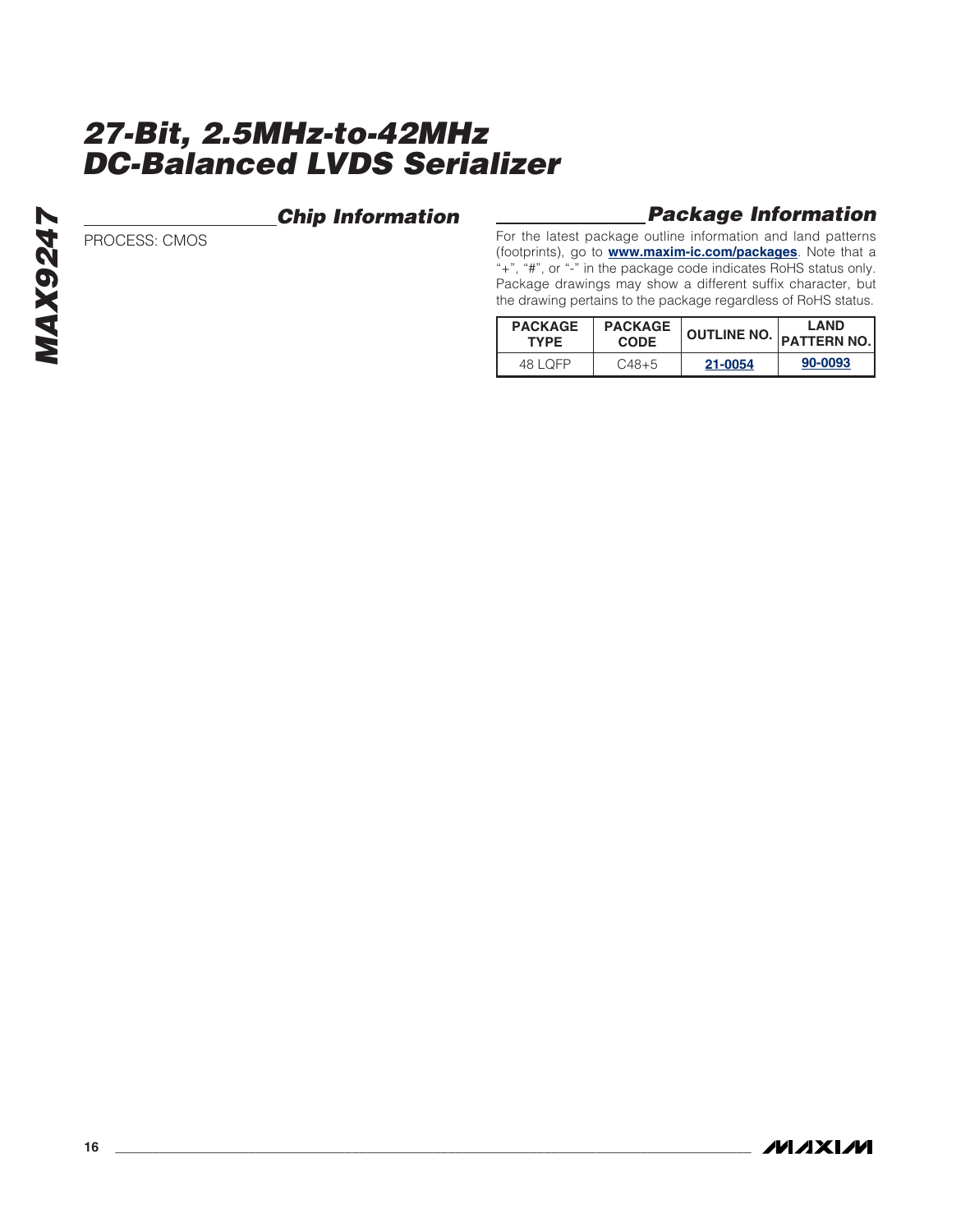## Chip Information

PROCESS: CMOS

## Package Information

For the latest package outline information and land patterns (footprints), go to **www.maxim-ic.com/packages**. Note that a "+", "#", or "-" in the package code indicates RoHS status only. Package drawings may show a different suffix character, but the drawing pertains to the package regardless of RoHS status.

| PACKAGE TYPE | PACKAGE CODE | OUTLINE NO. | LAND PATTERN NO. |
|---|---|---|---|
| 48 LQFP | C48+5 | 21-0054 | 90-0093 |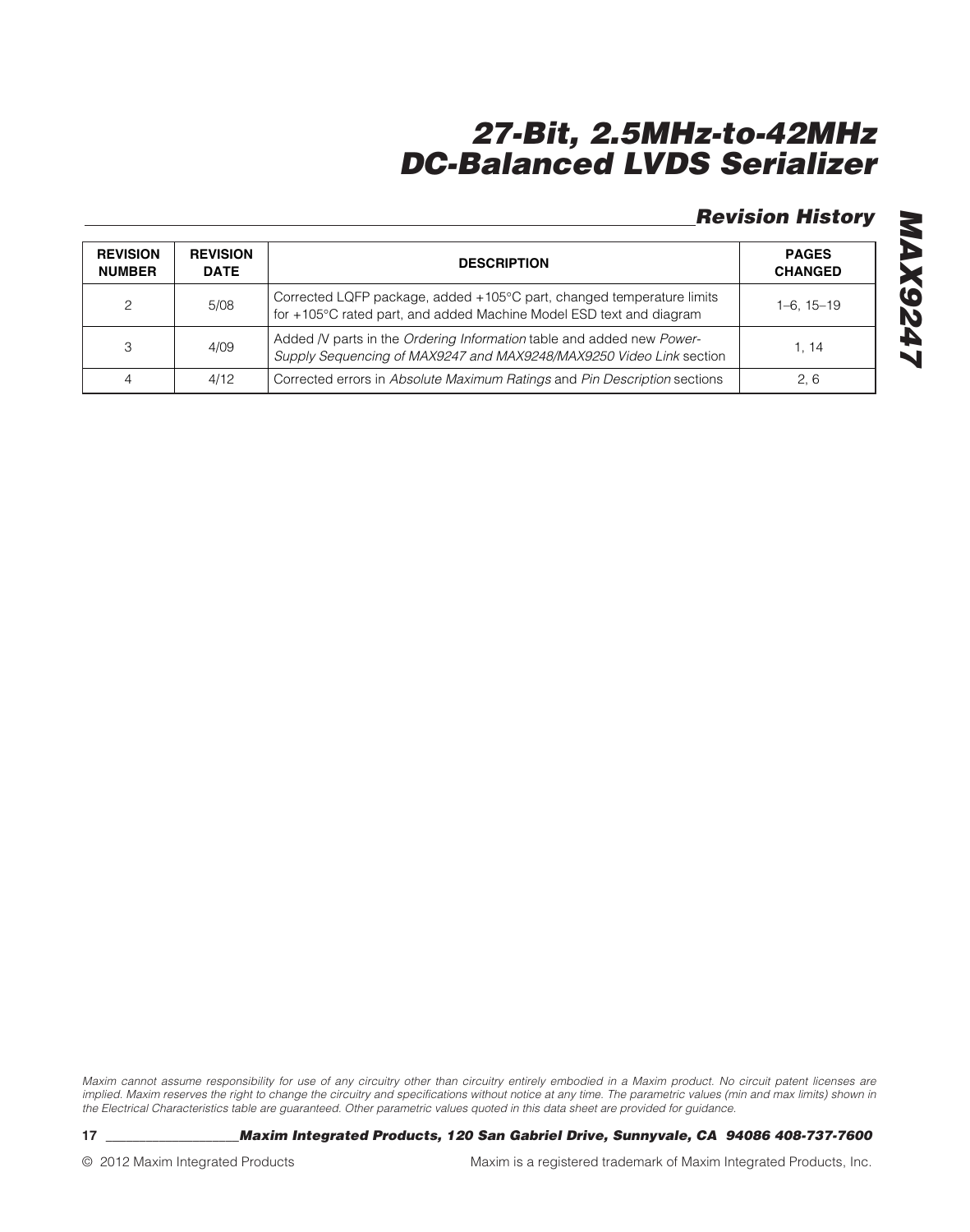## Revision History

| REVISION NUMBER | REVISION DATE | DESCRIPTION | PAGES CHANGED |
|---|---|---|---|
| 2 | 5/08 | Corrected LQFP package, added +105°C part, changed temperature limits for +105°C rated part, and added Machine Model ESD text and diagram | 1–6, 15–19 |
| 3 | 4/09 | Added /V parts in the *Ordering Information* table and added new *Power-Supply Sequencing of MAX9247 and MAX9248/MAX9250 Video Link* section | 1, 14 |
| 4 | 4/12 | Corrected errors in *Absolute Maximum Ratings* and *Pin Description* sections | 2, 6 |

*Maxim cannot assume responsibility for use of any circuitry other than circuitry entirely embodied in a Maxim product. No circuit patent licenses are implied. Maxim reserves the right to change the circuitry and specifications without notice at any time. The parametric values (min and max limits) shown in the Electrical Characteristics table are guaranteed. Other parametric values quoted in this data sheet are provided for guidance.*

***Maxim Integrated Products, 120 San Gabriel Drive, Sunnyvale, CA 94086 408-737-7600***

© 2012 Maxim Integrated Products

Maxim is a registered trademark of Maxim Integrated Products, Inc.